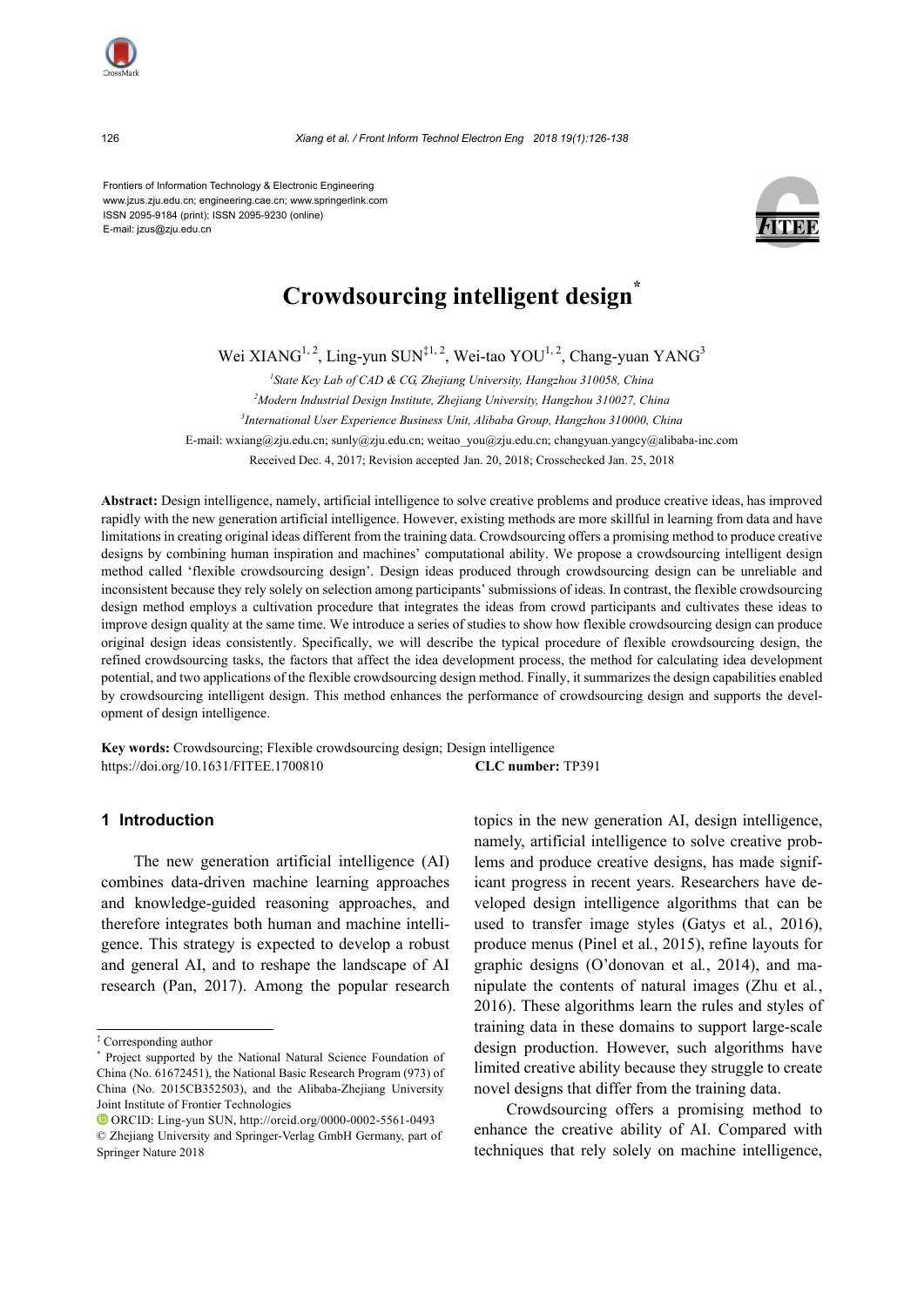Frontiers of Information Technology & Electronic Engineering
www.jzus.zju.edu.cn; engineering.cae.cn; www.springerlink.com
ISSN 2095-9184 (print); ISSN 2095-9230 (online)
E-mail: jzus@zju.edu.cn

# Crowdsourcing intelligent design*

Wei XIANG[1,2], Ling-yun SUN‡[1,2], Wei-tao YOU[1,2], Chang-yuan YANG[3]

[1]*State Key Lab of CAD & CG, Zhejiang University, Hangzhou 310058, China*

[2]*Modern Industrial Design Institute, Zhejiang University, Hangzhou 310027, China*

[3]*International User Experience Business Unit, Alibaba Group, Hangzhou 310000, China*

E-mail: wxiang@zju.edu.cn; sunly@zju.edu.cn; weitao_you@zju.edu.cn; changyuan.yangcy@alibaba-inc.com

Received Dec. 4, 2017; Revision accepted Jan. 20, 2018; Crosschecked Jan. 25, 2018

**Abstract:** Design intelligence, namely, artificial intelligence to solve creative problems and produce creative ideas, has improved rapidly with the new generation artificial intelligence. However, existing methods are more skillful in learning from data and have limitations in creating original ideas different from the training data. Crowdsourcing offers a promising method to produce creative designs by combining human inspiration and machines' computational ability. We propose a crowdsourcing intelligent design method called 'flexible crowdsourcing design'. Design ideas produced through crowdsourcing design can be unreliable and inconsistent because they rely solely on selection among participants' submissions of ideas. In contrast, the flexible crowdsourcing design method employs a cultivation procedure that integrates the ideas from crowd participants and cultivates these ideas to improve design quality at the same time. We introduce a series of studies to show how flexible crowdsourcing design can produce original design ideas consistently. Specifically, we will describe the typical procedure of flexible crowdsourcing design, the refined crowdsourcing tasks, the factors that affect the idea development process, the method for calculating idea development potential, and two applications of the flexible crowdsourcing design method. Finally, it summarizes the design capabilities enabled by crowdsourcing intelligent design. This method enhances the performance of crowdsourcing design and supports the development of design intelligence.

**Key words:** Crowdsourcing; Flexible crowdsourcing design; Design intelligence
https://doi.org/10.1631/FITEE.1700810 **CLC number:** TP391

## 1 Introduction

The new generation artificial intelligence (AI) combines data-driven machine learning approaches and knowledge-guided reasoning approaches, and therefore integrates both human and machine intelligence. This strategy is expected to develop a robust and general AI, and to reshape the landscape of AI research (Pan, 2017). Among the popular research topics in the new generation AI, design intelligence, namely, artificial intelligence to solve creative problems and produce creative designs, has made significant progress in recent years. Researchers have developed design intelligence algorithms that can be used to transfer image styles (Gatys et al., 2016), produce menus (Pinel et al., 2015), refine layouts for graphic designs (O'donovan et al., 2014), and manipulate the contents of natural images (Zhu et al., 2016). These algorithms learn the rules and styles of training data in these domains to support large-scale design production. However, such algorithms have limited creative ability because they struggle to create novel designs that differ from the training data.

Crowdsourcing offers a promising method to enhance the creative ability of AI. Compared with techniques that rely solely on machine intelligence,

‡ Corresponding author

\* Project supported by the National Natural Science Foundation of China (No. 61672451), the National Basic Research Program (973) of China (No. 2015CB352503), and the Alibaba-Zhejiang University Joint Institute of Frontier Technologies

ORCID: Ling-yun SUN, http://orcid.org/0000-0002-5561-0493

© Zhejiang University and Springer-Verlag GmbH Germany, part of Springer Nature 2018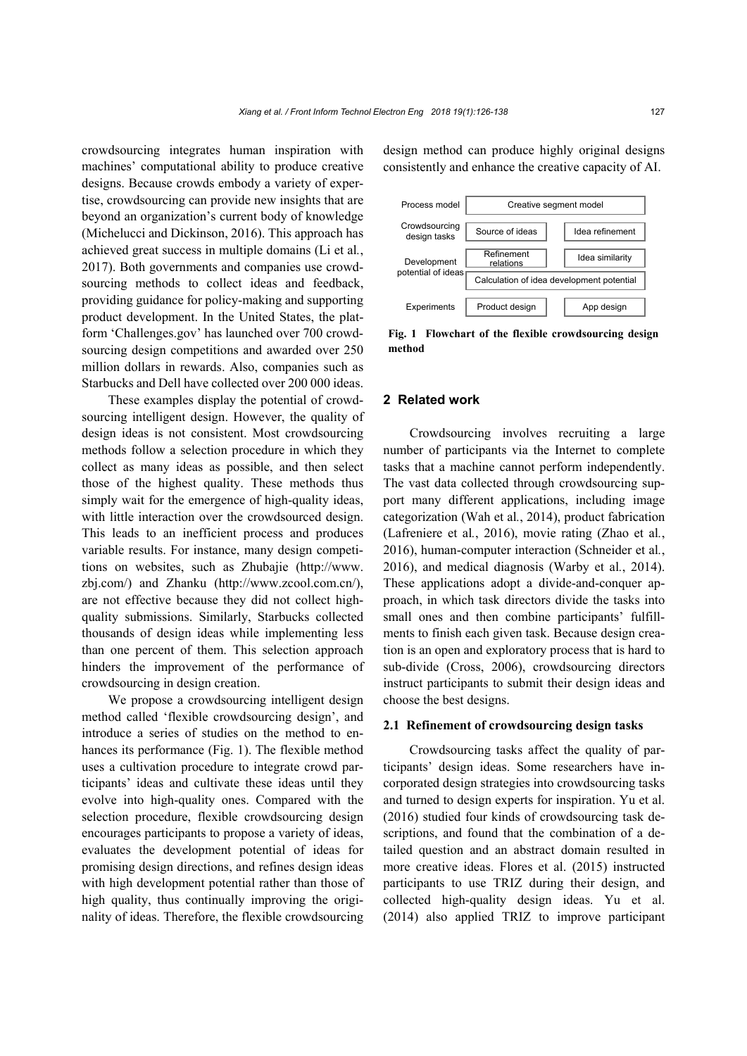crowdsourcing integrates human inspiration with machines' computational ability to produce creative designs. Because crowds embody a variety of expertise, crowdsourcing can provide new insights that are beyond an organization's current body of knowledge (Michelucci and Dickinson, 2016). This approach has achieved great success in multiple domains (Li et al., 2017). Both governments and companies use crowdsourcing methods to collect ideas and feedback, providing guidance for policy-making and supporting product development. In the United States, the platform 'Challenges.gov' has launched over 700 crowdsourcing design competitions and awarded over 250 million dollars in rewards. Also, companies such as Starbucks and Dell have collected over 200 000 ideas.

These examples display the potential of crowdsourcing intelligent design. However, the quality of design ideas is not consistent. Most crowdsourcing methods follow a selection procedure in which they collect as many ideas as possible, and then select those of the highest quality. These methods thus simply wait for the emergence of high-quality ideas, with little interaction over the crowdsourced design. This leads to an inefficient process and produces variable results. For instance, many design competitions on websites, such as Zhubajie (http://www.zbj.com/) and Zhanku (http://www.zcool.com.cn/), are not effective because they did not collect high-quality submissions. Similarly, Starbucks collected thousands of design ideas while implementing less than one percent of them. This selection approach hinders the improvement of the performance of crowdsourcing in design creation.

We propose a crowdsourcing intelligent design method called 'flexible crowdsourcing design', and introduce a series of studies on the method to enhances its performance (Fig. 1). The flexible method uses a cultivation procedure to integrate crowd participants' ideas and cultivate these ideas until they evolve into high-quality ones. Compared with the selection procedure, flexible crowdsourcing design encourages participants to propose a variety of ideas, evaluates the development potential of ideas for promising design directions, and refines design ideas with high development potential rather than those of high quality, thus continually improving the originality of ideas. Therefore, the flexible crowdsourcing design method can produce highly original designs consistently and enhance the creative capacity of AI.

| Process model | Creative segment model | |
|---|---|---|
| Crowdsourcing design tasks | Source of ideas | Idea refinement |
| Development potential of ideas | Refinement relations | Idea similarity |
| | Calculation of idea development potential | |
| Experiments | Product design | App design |

**Fig. 1 Flowchart of the flexible crowdsourcing design method**

## 2 Related work

Crowdsourcing involves recruiting a large number of participants via the Internet to complete tasks that a machine cannot perform independently. The vast data collected through crowdsourcing support many different applications, including image categorization (Wah et al., 2014), product fabrication (Lafreniere et al., 2016), movie rating (Zhao et al., 2016), human-computer interaction (Schneider et al., 2016), and medical diagnosis (Warby et al., 2014). These applications adopt a divide-and-conquer approach, in which task directors divide the tasks into small ones and then combine participants' fulfillments to finish each given task. Because design creation is an open and exploratory process that is hard to sub-divide (Cross, 2006), crowdsourcing directors instruct participants to submit their design ideas and choose the best designs.

### 2.1 Refinement of crowdsourcing design tasks

Crowdsourcing tasks affect the quality of participants' design ideas. Some researchers have incorporated design strategies into crowdsourcing tasks and turned to design experts for inspiration. Yu et al. (2016) studied four kinds of crowdsourcing task descriptions, and found that the combination of a detailed question and an abstract domain resulted in more creative ideas. Flores et al. (2015) instructed participants to use TRIZ during their design, and collected high-quality design ideas. Yu et al. (2014) also applied TRIZ to improve participant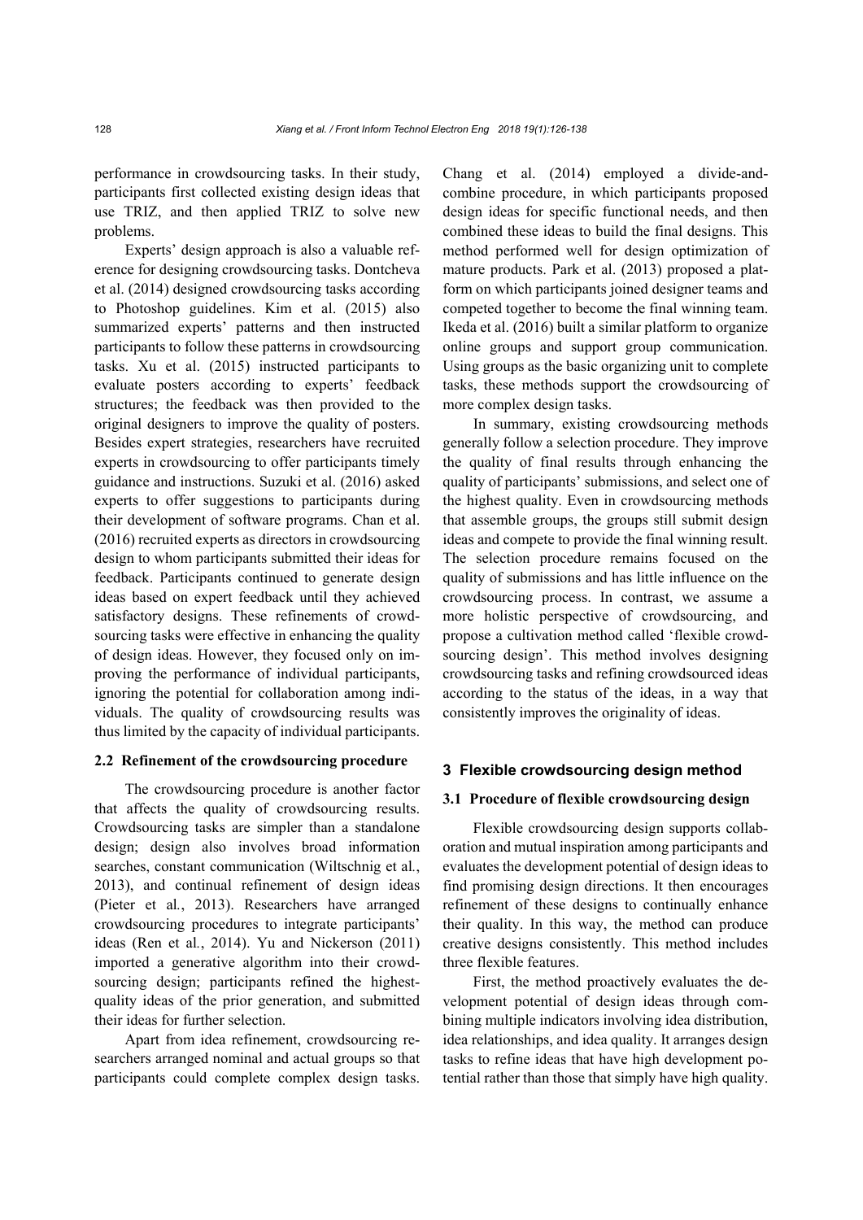performance in crowdsourcing tasks. In their study, participants first collected existing design ideas that use TRIZ, and then applied TRIZ to solve new problems.

Experts' design approach is also a valuable reference for designing crowdsourcing tasks. Dontcheva et al. (2014) designed crowdsourcing tasks according to Photoshop guidelines. Kim et al. (2015) also summarized experts' patterns and then instructed participants to follow these patterns in crowdsourcing tasks. Xu et al. (2015) instructed participants to evaluate posters according to experts' feedback structures; the feedback was then provided to the original designers to improve the quality of posters. Besides expert strategies, researchers have recruited experts in crowdsourcing to offer participants timely guidance and instructions. Suzuki et al. (2016) asked experts to offer suggestions to participants during their development of software programs. Chan et al. (2016) recruited experts as directors in crowdsourcing design to whom participants submitted their ideas for feedback. Participants continued to generate design ideas based on expert feedback until they achieved satisfactory designs. These refinements of crowdsourcing tasks were effective in enhancing the quality of design ideas. However, they focused only on improving the performance of individual participants, ignoring the potential for collaboration among individuals. The quality of crowdsourcing results was thus limited by the capacity of individual participants.

### 2.2 Refinement of the crowdsourcing procedure

The crowdsourcing procedure is another factor that affects the quality of crowdsourcing results. Crowdsourcing tasks are simpler than a standalone design; design also involves broad information searches, constant communication (Wiltschnig et al., 2013), and continual refinement of design ideas (Pieter et al., 2013). Researchers have arranged crowdsourcing procedures to integrate participants' ideas (Ren et al., 2014). Yu and Nickerson (2011) imported a generative algorithm into their crowdsourcing design; participants refined the highest-quality ideas of the prior generation, and submitted their ideas for further selection.

Apart from idea refinement, crowdsourcing researchers arranged nominal and actual groups so that participants could complete complex design tasks. Chang et al. (2014) employed a divide-and-combine procedure, in which participants proposed design ideas for specific functional needs, and then combined these ideas to build the final designs. This method performed well for design optimization of mature products. Park et al. (2013) proposed a platform on which participants joined designer teams and competed together to become the final winning team. Ikeda et al. (2016) built a similar platform to organize online groups and support group communication. Using groups as the basic organizing unit to complete tasks, these methods support the crowdsourcing of more complex design tasks.

In summary, existing crowdsourcing methods generally follow a selection procedure. They improve the quality of final results through enhancing the quality of participants' submissions, and select one of the highest quality. Even in crowdsourcing methods that assemble groups, the groups still submit design ideas and compete to provide the final winning result. The selection procedure remains focused on the quality of submissions and has little influence on the crowdsourcing process. In contrast, we assume a more holistic perspective of crowdsourcing, and propose a cultivation method called 'flexible crowdsourcing design'. This method involves designing crowdsourcing tasks and refining crowdsourced ideas according to the status of the ideas, in a way that consistently improves the originality of ideas.

## 3 Flexible crowdsourcing design method

### 3.1 Procedure of flexible crowdsourcing design

Flexible crowdsourcing design supports collaboration and mutual inspiration among participants and evaluates the development potential of design ideas to find promising design directions. It then encourages refinement of these designs to continually enhance their quality. In this way, the method can produce creative designs consistently. This method includes three flexible features.

First, the method proactively evaluates the development potential of design ideas through combining multiple indicators involving idea distribution, idea relationships, and idea quality. It arranges design tasks to refine ideas that have high development potential rather than those that simply have high quality.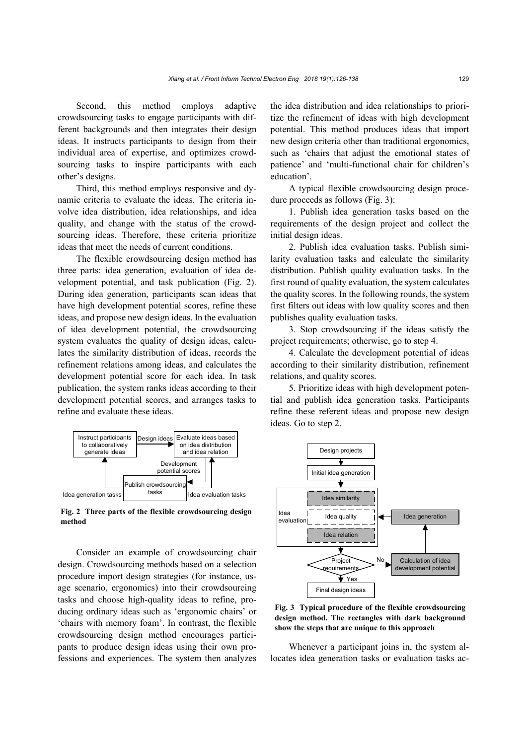Second, this method employs adaptive crowdsourcing tasks to engage participants with different backgrounds and then integrates their design ideas. It instructs participants to design from their individual area of expertise, and optimizes crowdsourcing tasks to inspire participants with each other's designs.

Third, this method employs responsive and dynamic criteria to evaluate the ideas. The criteria involve idea distribution, idea relationships, and idea quality, and change with the status of the crowdsourcing ideas. Therefore, these criteria prioritize ideas that meet the needs of current conditions.

The flexible crowdsourcing design method has three parts: idea generation, evaluation of idea development potential, and task publication (Fig. 2). During idea generation, participants scan ideas that have high development potential scores, refine these ideas, and propose new design ideas. In the evaluation of idea development potential, the crowdsourcing system evaluates the quality of design ideas, calculates the similarity distribution of ideas, records the refinement relations among ideas, and calculates the development potential score for each idea. In task publication, the system ranks ideas according to their development potential scores, and arranges tasks to refine and evaluate these ideas.

**Fig. 2 Three parts of the flexible crowdsourcing design method**

Consider an example of crowdsourcing chair design. Crowdsourcing methods based on a selection procedure import design strategies (for instance, usage scenario, ergonomics) into their crowdsourcing tasks and choose high-quality ideas to refine, producing ordinary ideas such as 'ergonomic chairs' or 'chairs with memory foam'. In contrast, the flexible crowdsourcing design method encourages participants to produce design ideas using their own professions and experiences. The system then analyzes the idea distribution and idea relationships to prioritize the refinement of ideas with high development potential. This method produces ideas that import new design criteria other than traditional ergonomics, such as 'chairs that adjust the emotional states of patience' and 'multi-functional chair for children's education'.

A typical flexible crowdsourcing design procedure proceeds as follows (Fig. 3):

1. Publish idea generation tasks based on the requirements of the design project and collect the initial design ideas.

2. Publish idea evaluation tasks. Publish similarity evaluation tasks and calculate the similarity distribution. Publish quality evaluation tasks. In the first round of quality evaluation, the system calculates the quality scores. In the following rounds, the system first filters out ideas with low quality scores and then publishes quality evaluation tasks.

3. Stop crowdsourcing if the ideas satisfy the project requirements; otherwise, go to step 4.

4. Calculate the development potential of ideas according to their similarity distribution, refinement relations, and quality scores.

5. Prioritize ideas with high development potential and publish idea generation tasks. Participants refine these referent ideas and propose new design ideas. Go to step 2.

**Fig. 3 Typical procedure of the flexible crowdsourcing design method. The rectangles with dark background show the steps that are unique to this approach**

Whenever a participant joins in, the system allocates idea generation tasks or evaluation tasks ac-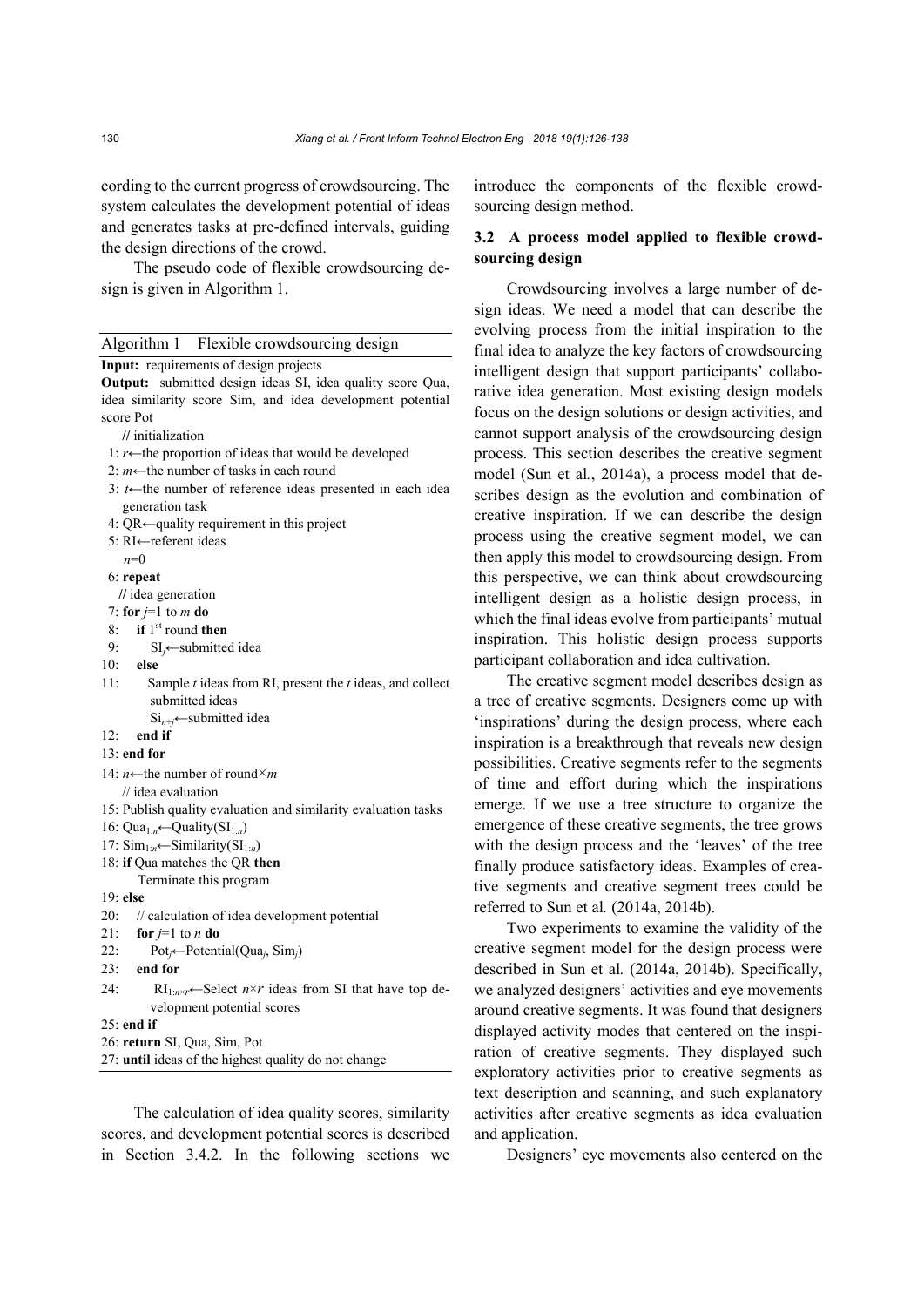cording to the current progress of crowdsourcing. The system calculates the development potential of ideas and generates tasks at pre-defined intervals, guiding the design directions of the crowd.

The pseudo code of flexible crowdsourcing design is given in Algorithm 1.

```
Algorithm 1   Flexible crowdsourcing design
Input: requirements of design projects
Output: submitted design ideas SI, idea quality score Qua, idea similarity score Sim, and idea development potential score Pot
    // initialization
 1: r←the proportion of ideas that would be developed
 2: m←the number of tasks in each round
 3: t←the number of reference ideas presented in each idea generation task
 4: QR←quality requirement in this project
 5: RI←referent ideas
    n=0
 6: repeat
    // idea generation
 7: for j=1 to m do
 8:   if 1st round then
 9:      SI_j←submitted idea
10:   else
11:      Sample t ideas from RI, present the t ideas, and collect submitted ideas
         Si_{n+j}←submitted idea
12:   end if
13: end for
14: n←the number of round×m
    // idea evaluation
15: Publish quality evaluation and similarity evaluation tasks
16: Qua_{1:n}←Quality(SI_{1:n})
17: Sim_{1:n}←Similarity(SI_{1:n})
18: if Qua matches the QR then
       Terminate this program
19: else
20:    // calculation of idea development potential
21:    for j=1 to n do
22:       Pot_j←Potential(Qua_j, Sim_j)
23:    end for
24:    RI_{1:n×r}←Select n×r ideas from SI that have top development potential scores
25: end if
26: return SI, Qua, Sim, Pot
27: until ideas of the highest quality do not change
```

The calculation of idea quality scores, similarity scores, and development potential scores is described in Section 3.4.2. In the following sections we introduce the components of the flexible crowdsourcing design method.

### 3.2 A process model applied to flexible crowdsourcing design

Crowdsourcing involves a large number of design ideas. We need a model that can describe the evolving process from the initial inspiration to the final idea to analyze the key factors of crowdsourcing intelligent design that support participants' collaborative idea generation. Most existing design models focus on the design solutions or design activities, and cannot support analysis of the crowdsourcing design process. This section describes the creative segment model (Sun et al., 2014a), a process model that describes design as the evolution and combination of creative inspiration. If we can describe the design process using the creative segment model, we can then apply this model to crowdsourcing design. From this perspective, we can think about crowdsourcing intelligent design as a holistic design process, in which the final ideas evolve from participants' mutual inspiration. This holistic design process supports participant collaboration and idea cultivation.

The creative segment model describes design as a tree of creative segments. Designers come up with 'inspirations' during the design process, where each inspiration is a breakthrough that reveals new design possibilities. Creative segments refer to the segments of time and effort during which the inspirations emerge. If we use a tree structure to organize the emergence of these creative segments, the tree grows with the design process and the 'leaves' of the tree finally produce satisfactory ideas. Examples of creative segments and creative segment trees could be referred to Sun et al. (2014a, 2014b).

Two experiments to examine the validity of the creative segment model for the design process were described in Sun et al. (2014a, 2014b). Specifically, we analyzed designers' activities and eye movements around creative segments. It was found that designers displayed activity modes that centered on the inspiration of creative segments. They displayed such exploratory activities prior to creative segments as text description and scanning, and such explanatory activities after creative segments as idea evaluation and application.

Designers' eye movements also centered on the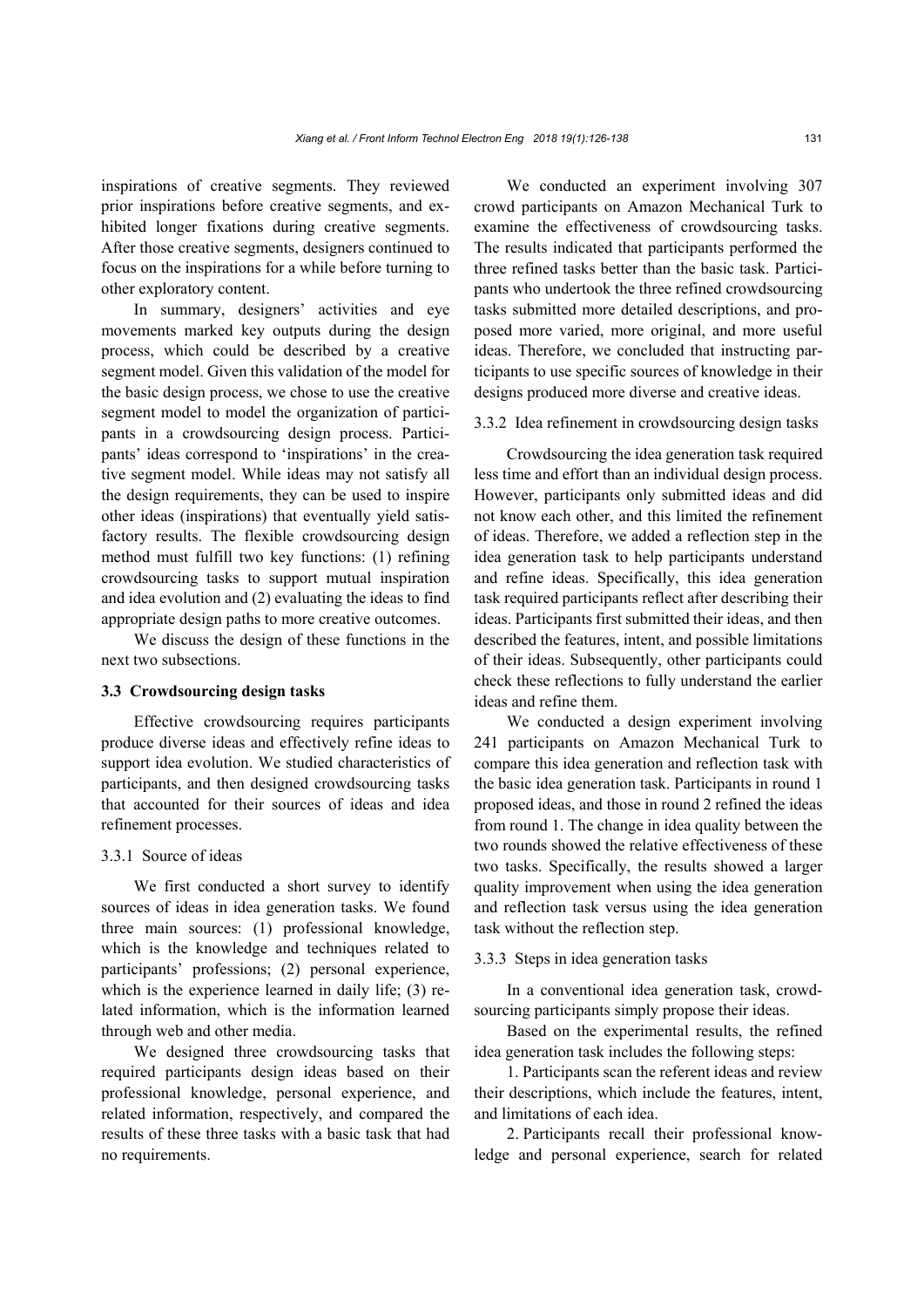inspirations of creative segments. They reviewed prior inspirations before creative segments, and exhibited longer fixations during creative segments. After those creative segments, designers continued to focus on the inspirations for a while before turning to other exploratory content.

In summary, designers' activities and eye movements marked key outputs during the design process, which could be described by a creative segment model. Given this validation of the model for the basic design process, we chose to use the creative segment model to model the organization of participants in a crowdsourcing design process. Participants' ideas correspond to 'inspirations' in the creative segment model. While ideas may not satisfy all the design requirements, they can be used to inspire other ideas (inspirations) that eventually yield satisfactory results. The flexible crowdsourcing design method must fulfill two key functions: (1) refining crowdsourcing tasks to support mutual inspiration and idea evolution and (2) evaluating the ideas to find appropriate design paths to more creative outcomes.

We discuss the design of these functions in the next two subsections.

### 3.3 Crowdsourcing design tasks

Effective crowdsourcing requires participants produce diverse ideas and effectively refine ideas to support idea evolution. We studied characteristics of participants, and then designed crowdsourcing tasks that accounted for their sources of ideas and idea refinement processes.

#### 3.3.1 Source of ideas

We first conducted a short survey to identify sources of ideas in idea generation tasks. We found three main sources: (1) professional knowledge, which is the knowledge and techniques related to participants' professions; (2) personal experience, which is the experience learned in daily life; (3) related information, which is the information learned through web and other media.

We designed three crowdsourcing tasks that required participants design ideas based on their professional knowledge, personal experience, and related information, respectively, and compared the results of these three tasks with a basic task that had no requirements.

We conducted an experiment involving 307 crowd participants on Amazon Mechanical Turk to examine the effectiveness of crowdsourcing tasks. The results indicated that participants performed the three refined tasks better than the basic task. Participants who undertook the three refined crowdsourcing tasks submitted more detailed descriptions, and proposed more varied, more original, and more useful ideas. Therefore, we concluded that instructing participants to use specific sources of knowledge in their designs produced more diverse and creative ideas.

#### 3.3.2 Idea refinement in crowdsourcing design tasks

Crowdsourcing the idea generation task required less time and effort than an individual design process. However, participants only submitted ideas and did not know each other, and this limited the refinement of ideas. Therefore, we added a reflection step in the idea generation task to help participants understand and refine ideas. Specifically, this idea generation task required participants reflect after describing their ideas. Participants first submitted their ideas, and then described the features, intent, and possible limitations of their ideas. Subsequently, other participants could check these reflections to fully understand the earlier ideas and refine them.

We conducted a design experiment involving 241 participants on Amazon Mechanical Turk to compare this idea generation and reflection task with the basic idea generation task. Participants in round 1 proposed ideas, and those in round 2 refined the ideas from round 1. The change in idea quality between the two rounds showed the relative effectiveness of these two tasks. Specifically, the results showed a larger quality improvement when using the idea generation and reflection task versus using the idea generation task without the reflection step.

#### 3.3.3 Steps in idea generation tasks

In a conventional idea generation task, crowdsourcing participants simply propose their ideas.

Based on the experimental results, the refined idea generation task includes the following steps:

1. Participants scan the referent ideas and review their descriptions, which include the features, intent, and limitations of each idea.

2. Participants recall their professional knowledge and personal experience, search for related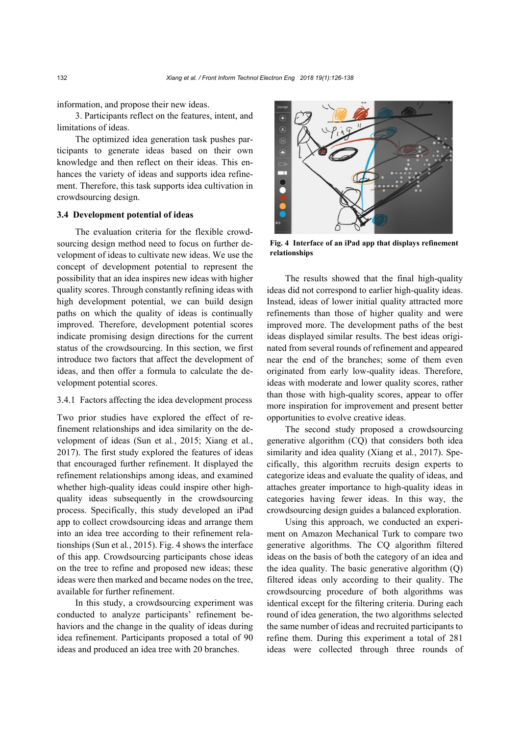information, and propose their new ideas.

3. Participants reflect on the features, intent, and limitations of ideas.

The optimized idea generation task pushes participants to generate ideas based on their own knowledge and then reflect on their ideas. This enhances the variety of ideas and supports idea refinement. Therefore, this task supports idea cultivation in crowdsourcing design.

### 3.4 Development potential of ideas

The evaluation criteria for the flexible crowdsourcing design method need to focus on further development of ideas to cultivate new ideas. We use the concept of development potential to represent the possibility that an idea inspires new ideas with higher quality scores. Through constantly refining ideas with high development potential, we can build design paths on which the quality of ideas is continually improved. Therefore, development potential scores indicate promising design directions for the current status of the crowdsourcing. In this section, we first introduce two factors that affect the development of ideas, and then offer a formula to calculate the development potential scores.

#### 3.4.1 Factors affecting the idea development process

Two prior studies have explored the effect of refinement relationships and idea similarity on the development of ideas (Sun et al., 2015; Xiang et al., 2017). The first study explored the features of ideas that encouraged further refinement. It displayed the refinement relationships among ideas, and examined whether high-quality ideas could inspire other high-quality ideas subsequently in the crowdsourcing process. Specifically, this study developed an iPad app to collect crowdsourcing ideas and arrange them into an idea tree according to their refinement relationships (Sun et al., 2015). Fig. 4 shows the interface of this app. Crowdsourcing participants chose ideas on the tree to refine and proposed new ideas; these ideas were then marked and became nodes on the tree, available for further refinement.

In this study, a crowdsourcing experiment was conducted to analyze participants' refinement behaviors and the change in the quality of ideas during idea refinement. Participants proposed a total of 90 ideas and produced an idea tree with 20 branches.

**Fig. 4 Interface of an iPad app that displays refinement relationships**

The results showed that the final high-quality ideas did not correspond to earlier high-quality ideas. Instead, ideas of lower initial quality attracted more refinements than those of higher quality and were improved more. The development paths of the best ideas displayed similar results. The best ideas originated from several rounds of refinement and appeared near the end of the branches; some of them even originated from early low-quality ideas. Therefore, ideas with moderate and lower quality scores, rather than those with high-quality scores, appear to offer more inspiration for improvement and present better opportunities to evolve creative ideas.

The second study proposed a crowdsourcing generative algorithm (CQ) that considers both idea similarity and idea quality (Xiang et al., 2017). Specifically, this algorithm recruits design experts to categorize ideas and evaluate the quality of ideas, and attaches greater importance to high-quality ideas in categories having fewer ideas. In this way, the crowdsourcing design guides a balanced exploration.

Using this approach, we conducted an experiment on Amazon Mechanical Turk to compare two generative algorithms. The CQ algorithm filtered ideas on the basis of both the category of an idea and the idea quality. The basic generative algorithm (Q) filtered ideas only according to their quality. The crowdsourcing procedure of both algorithms was identical except for the filtering criteria. During each round of idea generation, the two algorithms selected the same number of ideas and recruited participants to refine them. During this experiment a total of 281 ideas were collected through three rounds of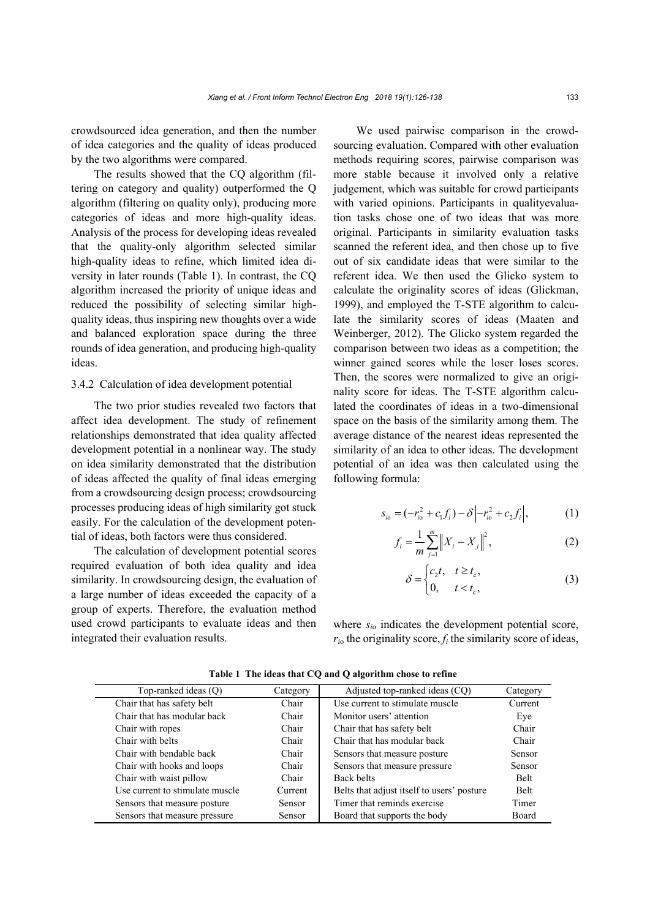crowdsourced idea generation, and then the number of idea categories and the quality of ideas produced by the two algorithms were compared.

The results showed that the CQ algorithm (filtering on category and quality) outperformed the Q algorithm (filtering on quality only), producing more categories of ideas and more high-quality ideas. Analysis of the process for developing ideas revealed that the quality-only algorithm selected similar high-quality ideas to refine, which limited idea diversity in later rounds (Table 1). In contrast, the CQ algorithm increased the priority of unique ideas and reduced the possibility of selecting similar high-quality ideas, thus inspiring new thoughts over a wide and balanced exploration space during the three rounds of idea generation, and producing high-quality ideas.

#### 3.4.2 Calculation of idea development potential

The two prior studies revealed two factors that affect idea development. The study of refinement relationships demonstrated that idea quality affected development potential in a nonlinear way. The study on idea similarity demonstrated that the distribution of ideas affected the quality of final ideas emerging from a crowdsourcing design process; crowdsourcing processes producing ideas of high similarity got stuck easily. For the calculation of the development potential of ideas, both factors were thus considered.

The calculation of development potential scores required evaluation of both idea quality and idea similarity. In crowdsourcing design, the evaluation of a large number of ideas exceeded the capacity of a group of experts. Therefore, the evaluation method used crowd participants to evaluate ideas and then integrated their evaluation results.

We used pairwise comparison in the crowdsourcing evaluation. Compared with other evaluation methods requiring scores, pairwise comparison was more stable because it involved only a relative judgement, which was suitable for crowd participants with varied opinions. Participants in qualityevaluation tasks chose one of two ideas that was more original. Participants in similarity evaluation tasks scanned the referent idea, and then chose up to five out of six candidate ideas that were similar to the referent idea. We then used the Glicko system to calculate the originality scores of ideas (Glickman, 1999), and employed the T-STE algorithm to calculate the similarity scores of ideas (Maaten and Weinberger, 2012). The Glicko system regarded the comparison between two ideas as a competition; the winner gained scores while the loser loses scores. Then, the scores were normalized to give an originality score for ideas. The T-STE algorithm calculated the coordinates of ideas in a two-dimensional space on the basis of the similarity among them. The average distance of the nearest ideas represented the similarity of an idea to other ideas. The development potential of an idea was then calculated using the following formula:

$$s_{io} = (-r_{io}^2 + c_1 f_i) - \delta \left| -r_{io}^2 + c_2 f_i \right|, \tag{1}$$

$$f_i = \frac{1}{m} \sum_{j=1}^{m} \left\| X_i - X_j \right\|^2, \tag{2}$$

$$\delta = \begin{cases} c_2 t, & t \geq t_c, \\ 0, & t < t_c, \end{cases} \tag{3}$$

where $s_{io}$ indicates the development potential score, $r_{io}$ the originality score, $f_i$ the similarity score of ideas,

**Table 1 The ideas that CQ and Q algorithm chose to refine**

| Top-ranked ideas (Q) | Category | Adjusted top-ranked ideas (CQ) | Category |
|---|---|---|---|
| Chair that has safety belt | Chair | Use current to stimulate muscle | Current |
| Chair that has modular back | Chair | Monitor users' attention | Eye |
| Chair with ropes | Chair | Chair that has safety belt | Chair |
| Chair with belts | Chair | Chair that has modular back | Chair |
| Chair with bendable back | Chair | Sensors that measure posture | Sensor |
| Chair with hooks and loops | Chair | Sensors that measure pressure | Sensor |
| Chair with waist pillow | Chair | Back belts | Belt |
| Use current to stimulate muscle | Current | Belts that adjust itself to users' posture | Belt |
| Sensors that measure posture | Sensor | Timer that reminds exercise | Timer |
| Sensors that measure pressure | Sensor | Board that supports the body | Board |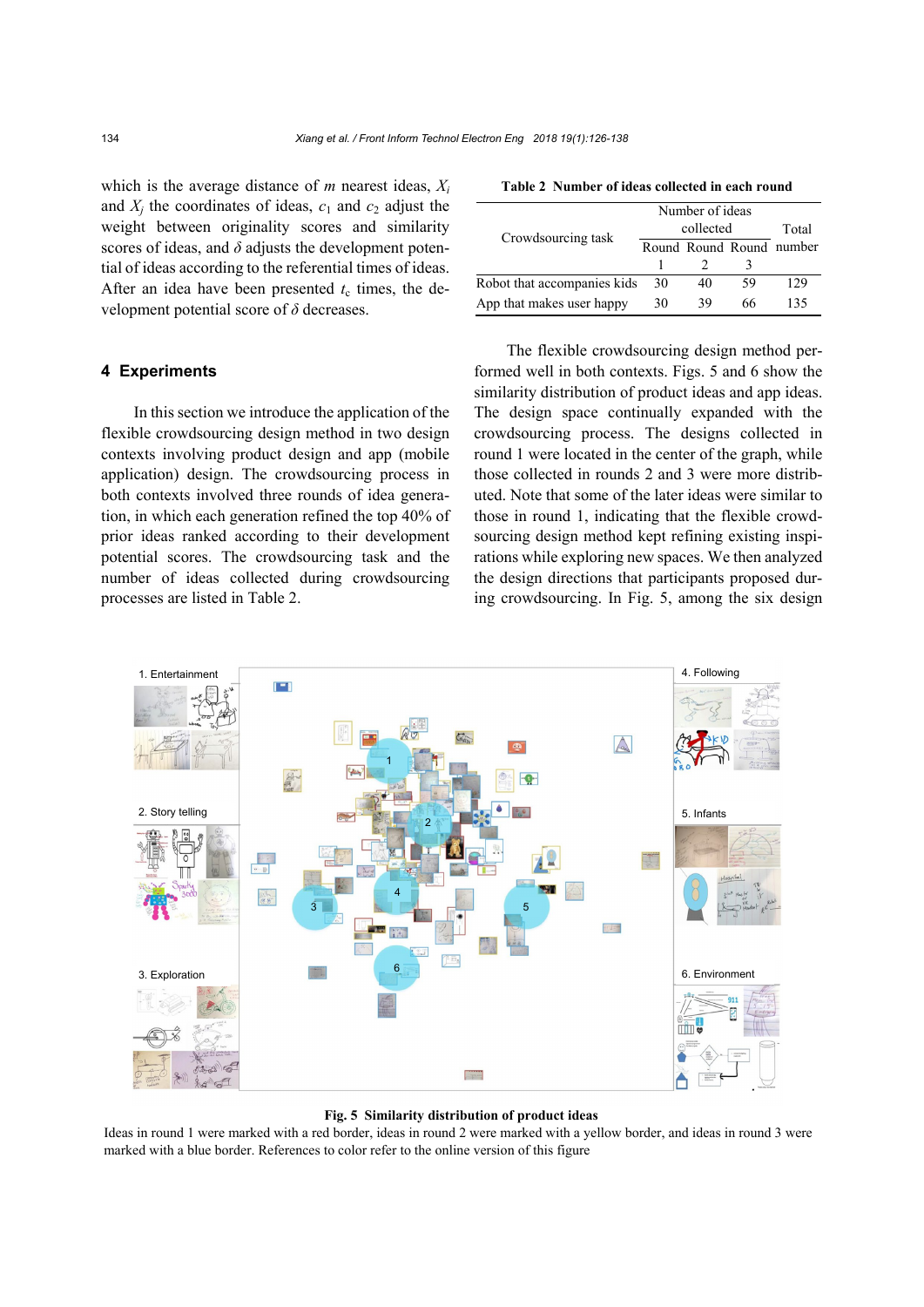which is the average distance of $m$ nearest ideas, $X_i$ and $X_j$ the coordinates of ideas, $c_1$ and $c_2$ adjust the weight between originality scores and similarity scores of ideas, and $\delta$ adjusts the development potential of ideas according to the referential times of ideas. After an idea have been presented $t_c$ times, the development potential score of $\delta$ decreases.

## 4 Experiments

In this section we introduce the application of the flexible crowdsourcing design method in two design contexts involving product design and app (mobile application) design. The crowdsourcing process in both contexts involved three rounds of idea generation, in which each generation refined the top 40% of prior ideas ranked according to their development potential scores. The crowdsourcing task and the number of ideas collected during crowdsourcing processes are listed in Table 2.

**Table 2 Number of ideas collected in each round**

| Crowdsourcing task | Number of ideas collected | | | Total number |
|---|---|---|---|---|
| | Round 1 | Round 2 | Round 3 | |
| Robot that accompanies kids | 30 | 40 | 59 | 129 |
| App that makes user happy | 30 | 39 | 66 | 135 |

The flexible crowdsourcing design method performed well in both contexts. Figs. 5 and 6 show the similarity distribution of product ideas and app ideas. The design space continually expanded with the crowdsourcing process. The designs collected in round 1 were located in the center of the graph, while those collected in rounds 2 and 3 were more distributed. Note that some of the later ideas were similar to those in round 1, indicating that the flexible crowdsourcing design method kept refining existing inspirations while exploring new spaces. We then analyzed the design directions that participants proposed during crowdsourcing. In Fig. 5, among the six design

**Fig. 5 Similarity distribution of product ideas**
Ideas in round 1 were marked with a red border, ideas in round 2 were marked with a yellow border, and ideas in round 3 were marked with a blue border. References to color refer to the online version of this figure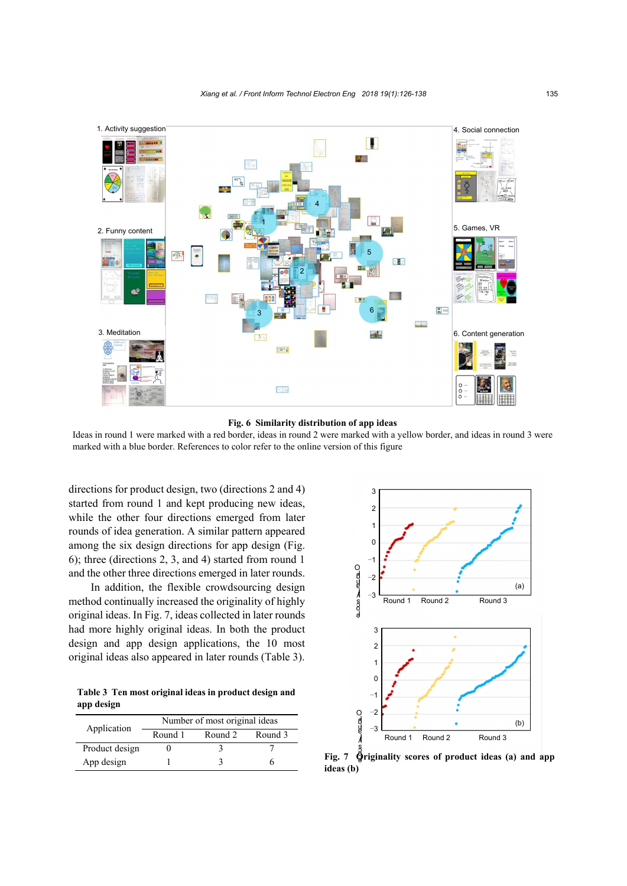**Fig. 6 Similarity distribution of app ideas**

Ideas in round 1 were marked with a red border, ideas in round 2 were marked with a yellow border, and ideas in round 3 were marked with a blue border. References to color refer to the online version of this figure

directions for product design, two (directions 2 and 4) started from round 1 and kept producing new ideas, while the other four directions emerged from later rounds of idea generation. A similar pattern appeared among the six design directions for app design (Fig. 6); three (directions 2, 3, and 4) started from round 1 and the other three directions emerged in later rounds.

In addition, the flexible crowdsourcing design method continually increased the originality of highly original ideas. In Fig. 7, ideas collected in later rounds had more highly original ideas. In both the product design and app design applications, the 10 most original ideas also appeared in later rounds (Table 3).

**Table 3 Ten most original ideas in product design and app design**

| Application | Number of most original ideas | | |
|---|---|---|---|
| | Round 1 | Round 2 | Round 3 |
| Product design | 0 | 3 | 7 |
| App design | 1 | 3 | 6 |

**Fig. 7 Originality scores of product ideas (a) and app ideas (b)**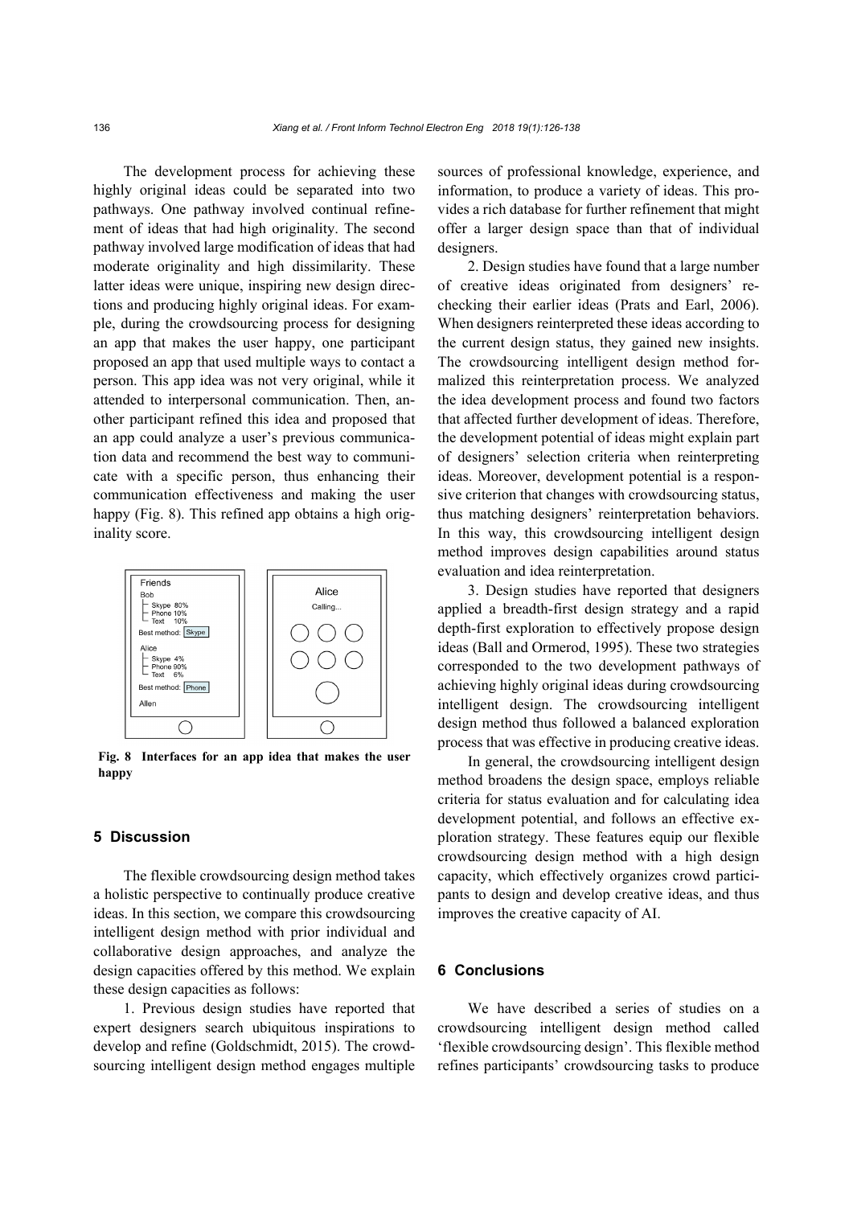The development process for achieving these highly original ideas could be separated into two pathways. One pathway involved continual refinement of ideas that had high originality. The second pathway involved large modification of ideas that had moderate originality and high dissimilarity. These latter ideas were unique, inspiring new design directions and producing highly original ideas. For example, during the crowdsourcing process for designing an app that makes the user happy, one participant proposed an app that used multiple ways to contact a person. This app idea was not very original, while it attended to interpersonal communication. Then, another participant refined this idea and proposed that an app could analyze a user's previous communication data and recommend the best way to communicate with a specific person, thus enhancing their communication effectiveness and making the user happy (Fig. 8). This refined app obtains a high originality score.

**Fig. 8 Interfaces for an app idea that makes the user happy**

## 5 Discussion

The flexible crowdsourcing design method takes a holistic perspective to continually produce creative ideas. In this section, we compare this crowdsourcing intelligent design method with prior individual and collaborative design approaches, and analyze the design capacities offered by this method. We explain these design capacities as follows:

1. Previous design studies have reported that expert designers search ubiquitous inspirations to develop and refine (Goldschmidt, 2015). The crowdsourcing intelligent design method engages multiple sources of professional knowledge, experience, and information, to produce a variety of ideas. This provides a rich database for further refinement that might offer a larger design space than that of individual designers.

2. Design studies have found that a large number of creative ideas originated from designers' rechecking their earlier ideas (Prats and Earl, 2006). When designers reinterpreted these ideas according to the current design status, they gained new insights. The crowdsourcing intelligent design method formalized this reinterpretation process. We analyzed the idea development process and found two factors that affected further development of ideas. Therefore, the development potential of ideas might explain part of designers' selection criteria when reinterpreting ideas. Moreover, development potential is a responsive criterion that changes with crowdsourcing status, thus matching designers' reinterpretation behaviors. In this way, this crowdsourcing intelligent design method improves design capabilities around status evaluation and idea reinterpretation.

3. Design studies have reported that designers applied a breadth-first design strategy and a rapid depth-first exploration to effectively propose design ideas (Ball and Ormerod, 1995). These two strategies corresponded to the two development pathways of achieving highly original ideas during crowdsourcing intelligent design. The crowdsourcing intelligent design method thus followed a balanced exploration process that was effective in producing creative ideas.

In general, the crowdsourcing intelligent design method broadens the design space, employs reliable criteria for status evaluation and for calculating idea development potential, and follows an effective exploration strategy. These features equip our flexible crowdsourcing design method with a high design capacity, which effectively organizes crowd participants to design and develop creative ideas, and thus improves the creative capacity of AI.

## 6 Conclusions

We have described a series of studies on a crowdsourcing intelligent design method called 'flexible crowdsourcing design'. This flexible method refines participants' crowdsourcing tasks to produce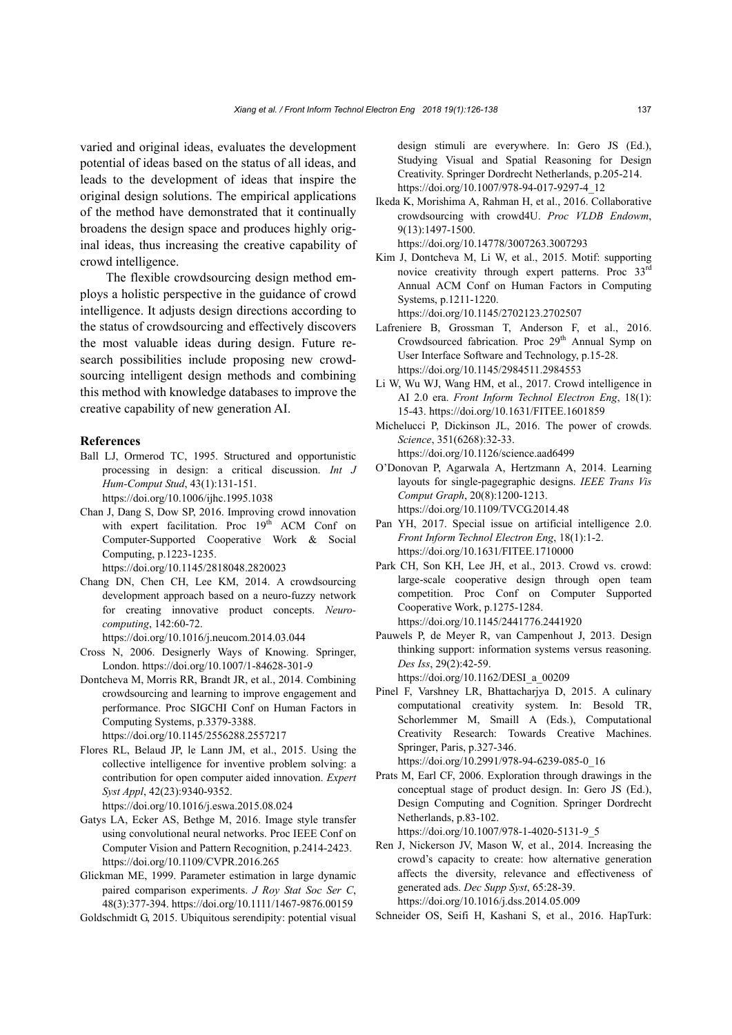varied and original ideas, evaluates the development potential of ideas based on the status of all ideas, and leads to the development of ideas that inspire the original design solutions. The empirical applications of the method have demonstrated that it continually broadens the design space and produces highly original ideas, thus increasing the creative capability of crowd intelligence.

The flexible crowdsourcing design method employs a holistic perspective in the guidance of crowd intelligence. It adjusts design directions according to the status of crowdsourcing and effectively discovers the most valuable ideas during design. Future research possibilities include proposing new crowdsourcing intelligent design methods and combining this method with knowledge databases to improve the creative capability of new generation AI.

## References

Ball LJ, Ormerod TC, 1995. Structured and opportunistic processing in design: a critical discussion. *Int J Hum-Comput Stud*, 43(1):131-151. https://doi.org/10.1006/ijhc.1995.1038

Chan J, Dang S, Dow SP, 2016. Improving crowd innovation with expert facilitation. Proc 19th ACM Conf on Computer-Supported Cooperative Work & Social Computing, p.1223-1235. https://doi.org/10.1145/2818048.2820023

Chang DN, Chen CH, Lee KM, 2014. A crowdsourcing development approach based on a neuro-fuzzy network for creating innovative product concepts. *Neurocomputing*, 142:60-72. https://doi.org/10.1016/j.neucom.2014.03.044

Cross N, 2006. Designerly Ways of Knowing. Springer, London. https://doi.org/10.1007/1-84628-301-9

Dontcheva M, Morris RR, Brandt JR, et al., 2014. Combining crowdsourcing and learning to improve engagement and performance. Proc SIGCHI Conf on Human Factors in Computing Systems, p.3379-3388. https://doi.org/10.1145/2556288.2557217

Flores RL, Belaud JP, le Lann JM, et al., 2015. Using the collective intelligence for inventive problem solving: a contribution for open computer aided innovation. *Expert Syst Appl*, 42(23):9340-9352. https://doi.org/10.1016/j.eswa.2015.08.024

Gatys LA, Ecker AS, Bethge M, 2016. Image style transfer using convolutional neural networks. Proc IEEE Conf on Computer Vision and Pattern Recognition, p.2414-2423. https://doi.org/10.1109/CVPR.2016.265

Glickman ME, 1999. Parameter estimation in large dynamic paired comparison experiments. *J Roy Stat Soc Ser C*, 48(3):377-394. https://doi.org/10.1111/1467-9876.00159

Goldschmidt G, 2015. Ubiquitous serendipity: potential visual design stimuli are everywhere. In: Gero JS (Ed.), Studying Visual and Spatial Reasoning for Design Creativity. Springer Dordrecht Netherlands, p.205-214. https://doi.org/10.1007/978-94-017-9297-4_12

Ikeda K, Morishima A, Rahman H, et al., 2016. Collaborative crowdsourcing with crowd4U. *Proc VLDB Endowm*, 9(13):1497-1500. https://doi.org/10.14778/3007263.3007293

Kim J, Dontcheva M, Li W, et al., 2015. Motif: supporting novice creativity through expert patterns. Proc 33rd Annual ACM Conf on Human Factors in Computing Systems, p.1211-1220. https://doi.org/10.1145/2702123.2702507

Lafreniere B, Grossman T, Anderson F, et al., 2016. Crowdsourced fabrication. Proc 29th Annual Symp on User Interface Software and Technology, p.15-28. https://doi.org/10.1145/2984511.2984553

Li W, Wu WJ, Wang HM, et al., 2017. Crowd intelligence in AI 2.0 era. *Front Inform Technol Electron Eng*, 18(1): 15-43. https://doi.org/10.1631/FITEE.1601859

Michelucci P, Dickinson JL, 2016. The power of crowds. *Science*, 351(6268):32-33. https://doi.org/10.1126/science.aad6499

O'Donovan P, Agarwala A, Hertzmann A, 2014. Learning layouts for single-pagegraphic designs. *IEEE Trans Vis Comput Graph*, 20(8):1200-1213. https://doi.org/10.1109/TVCG.2014.48

Pan YH, 2017. Special issue on artificial intelligence 2.0. *Front Inform Technol Electron Eng*, 18(1):1-2. https://doi.org/10.1631/FITEE.1710000

Park CH, Son KH, Lee JH, et al., 2013. Crowd vs. crowd: large-scale cooperative design through open team competition. Proc Conf on Computer Supported Cooperative Work, p.1275-1284. https://doi.org/10.1145/2441776.2441920

Pauwels P, de Meyer R, van Campenhout J, 2013. Design thinking support: information systems versus reasoning. *Des Iss*, 29(2):42-59. https://doi.org/10.1162/DESI_a_00209

Pinel F, Varshney LR, Bhattacharjya D, 2015. A culinary computational creativity system. In: Besold TR, Schorlemmer M, Smaill A (Eds.), Computational Creativity Research: Towards Creative Machines. Springer, Paris, p.327-346. https://doi.org/10.2991/978-94-6239-085-0_16

Prats M, Earl CF, 2006. Exploration through drawings in the conceptual stage of product design. In: Gero JS (Ed.), Design Computing and Cognition. Springer Dordrecht Netherlands, p.83-102. https://doi.org/10.1007/978-1-4020-5131-9_5

Ren J, Nickerson JV, Mason W, et al., 2014. Increasing the crowd's capacity to create: how alternative generation affects the diversity, relevance and effectiveness of generated ads. *Dec Supp Syst*, 65:28-39. https://doi.org/10.1016/j.dss.2014.05.009

Schneider OS, Seifi H, Kashani S, et al., 2016. HapTurk: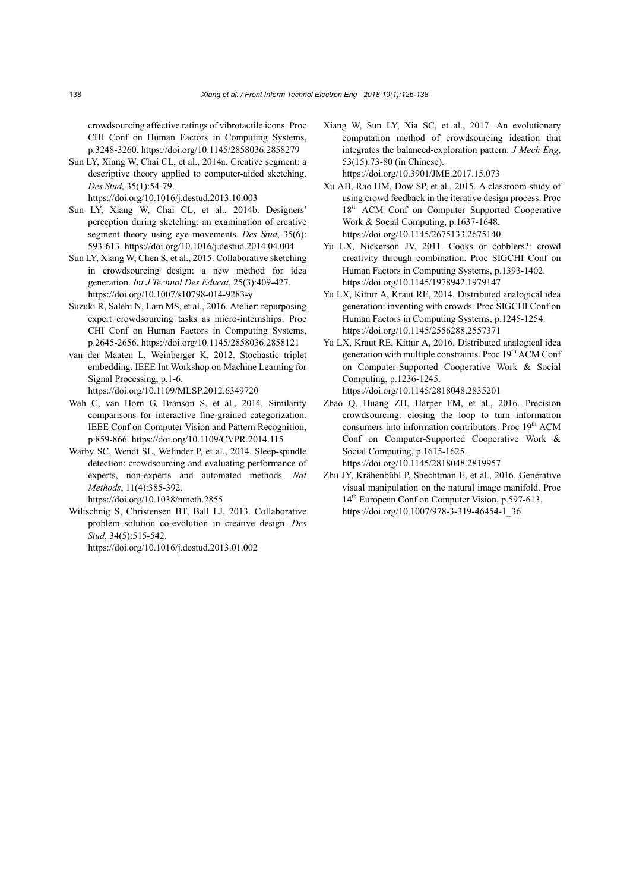crowdsourcing affective ratings of vibrotactile icons. Proc CHI Conf on Human Factors in Computing Systems, p.3248-3260. https://doi.org/10.1145/2858036.2858279

Sun LY, Xiang W, Chai CL, et al., 2014a. Creative segment: a descriptive theory applied to computer-aided sketching. *Des Stud*, 35(1):54-79. https://doi.org/10.1016/j.destud.2013.10.003

Sun LY, Xiang W, Chai CL, et al., 2014b. Designers' perception during sketching: an examination of creative segment theory using eye movements. *Des Stud*, 35(6): 593-613. https://doi.org/10.1016/j.destud.2014.04.004

Sun LY, Xiang W, Chen S, et al., 2015. Collaborative sketching in crowdsourcing design: a new method for idea generation. *Int J Technol Des Educat*, 25(3):409-427. https://doi.org/10.1007/s10798-014-9283-y

Suzuki R, Salehi N, Lam MS, et al., 2016. Atelier: repurposing expert crowdsourcing tasks as micro-internships. Proc CHI Conf on Human Factors in Computing Systems, p.2645-2656. https://doi.org/10.1145/2858036.2858121

van der Maaten L, Weinberger K, 2012. Stochastic triplet embedding. IEEE Int Workshop on Machine Learning for Signal Processing, p.1-6. https://doi.org/10.1109/MLSP.2012.6349720

Wah C, van Horn G, Branson S, et al., 2014. Similarity comparisons for interactive fine-grained categorization. IEEE Conf on Computer Vision and Pattern Recognition, p.859-866. https://doi.org/10.1109/CVPR.2014.115

Warby SC, Wendt SL, Welinder P, et al., 2014. Sleep-spindle detection: crowdsourcing and evaluating performance of experts, non-experts and automated methods. *Nat Methods*, 11(4):385-392. https://doi.org/10.1038/nmeth.2855

Wiltschnig S, Christensen BT, Ball LJ, 2013. Collaborative problem–solution co-evolution in creative design. *Des Stud*, 34(5):515-542. https://doi.org/10.1016/j.destud.2013.01.002

Xiang W, Sun LY, Xia SC, et al., 2017. An evolutionary computation method of crowdsourcing ideation that integrates the balanced-exploration pattern. *J Mech Eng*, 53(15):73-80 (in Chinese). https://doi.org/10.3901/JME.2017.15.073

Xu AB, Rao HM, Dow SP, et al., 2015. A classroom study of using crowd feedback in the iterative design process. Proc 18th ACM Conf on Computer Supported Cooperative Work & Social Computing, p.1637-1648. https://doi.org/10.1145/2675133.2675140

Yu LX, Nickerson JV, 2011. Cooks or cobblers?: crowd creativity through combination. Proc SIGCHI Conf on Human Factors in Computing Systems, p.1393-1402. https://doi.org/10.1145/1978942.1979147

Yu LX, Kittur A, Kraut RE, 2014. Distributed analogical idea generation: inventing with crowds. Proc SIGCHI Conf on Human Factors in Computing Systems, p.1245-1254. https://doi.org/10.1145/2556288.2557371

Yu LX, Kraut RE, Kittur A, 2016. Distributed analogical idea generation with multiple constraints. Proc 19th ACM Conf on Computer-Supported Cooperative Work & Social Computing, p.1236-1245. https://doi.org/10.1145/2818048.2835201

Zhao Q, Huang ZH, Harper FM, et al., 2016. Precision crowdsourcing: closing the loop to turn information consumers into information contributors. Proc 19th ACM Conf on Computer-Supported Cooperative Work & Social Computing, p.1615-1625. https://doi.org/10.1145/2818048.2819957

Zhu JY, Krähenbühl P, Shechtman E, et al., 2016. Generative visual manipulation on the natural image manifold. Proc 14th European Conf on Computer Vision, p.597-613. https://doi.org/10.1007/978-3-319-46454-1_36